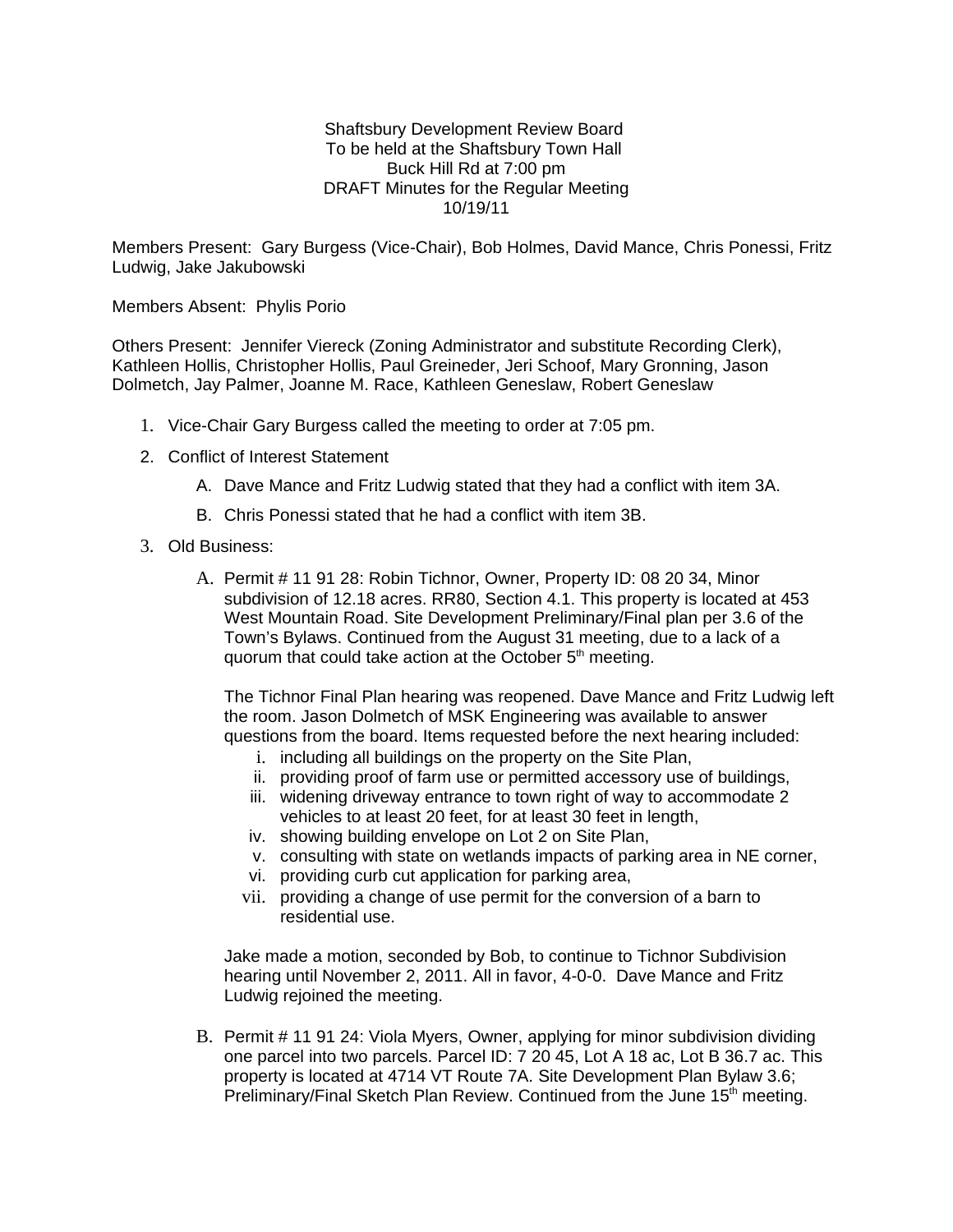Shaftsbury Development Review Board
To be held at the Shaftsbury Town Hall
Buck Hill Rd at 7:00 pm
DRAFT Minutes for the Regular Meeting
10/19/11

Members Present: Gary Burgess (Vice-Chair), Bob Holmes, David Mance, Chris Ponessi, Fritz Ludwig, Jake Jakubowski

Members Absent: Phylis Porio

Others Present: Jennifer Viereck (Zoning Administrator and substitute Recording Clerk), Kathleen Hollis, Christopher Hollis, Paul Greineder, Jeri Schoof, Mary Gronning, Jason Dolmetch, Jay Palmer, Joanne M. Race, Kathleen Geneslaw, Robert Geneslaw

1. Vice-Chair Gary Burgess called the meeting to order at 7:05 pm.
2. Conflict of Interest Statement
   A. Dave Mance and Fritz Ludwig stated that they had a conflict with item 3A.
   B. Chris Ponessi stated that he had a conflict with item 3B.
3. Old Business:
   A. Permit # 11 91 28: Robin Tichnor, Owner, Property ID: 08 20 34, Minor subdivision of 12.18 acres. RR80, Section 4.1. This property is located at 453 West Mountain Road. Site Development Preliminary/Final plan per 3.6 of the Town's Bylaws. Continued from the August 31 meeting, due to a lack of a quorum that could take action at the October 5th meeting.

      The Tichnor Final Plan hearing was reopened. Dave Mance and Fritz Ludwig left the room. Jason Dolmetch of MSK Engineering was available to answer questions from the board. Items requested before the next hearing included:
      i. including all buildings on the property on the Site Plan,
      ii. providing proof of farm use or permitted accessory use of buildings,
      iii. widening driveway entrance to town right of way to accommodate 2 vehicles to at least 20 feet, for at least 30 feet in length,
      iv. showing building envelope on Lot 2 on Site Plan,
      v. consulting with state on wetlands impacts of parking area in NE corner,
      vi. providing curb cut application for parking area,
      vii. providing a change of use permit for the conversion of a barn to residential use.

      Jake made a motion, seconded by Bob, to continue to Tichnor Subdivision hearing until November 2, 2011. All in favor, 4-0-0. Dave Mance and Fritz Ludwig rejoined the meeting.

   B. Permit # 11 91 24: Viola Myers, Owner, applying for minor subdivision dividing one parcel into two parcels. Parcel ID: 7 20 45, Lot A 18 ac, Lot B 36.7 ac. This property is located at 4714 VT Route 7A. Site Development Plan Bylaw 3.6; Preliminary/Final Sketch Plan Review. Continued from the June 15th meeting.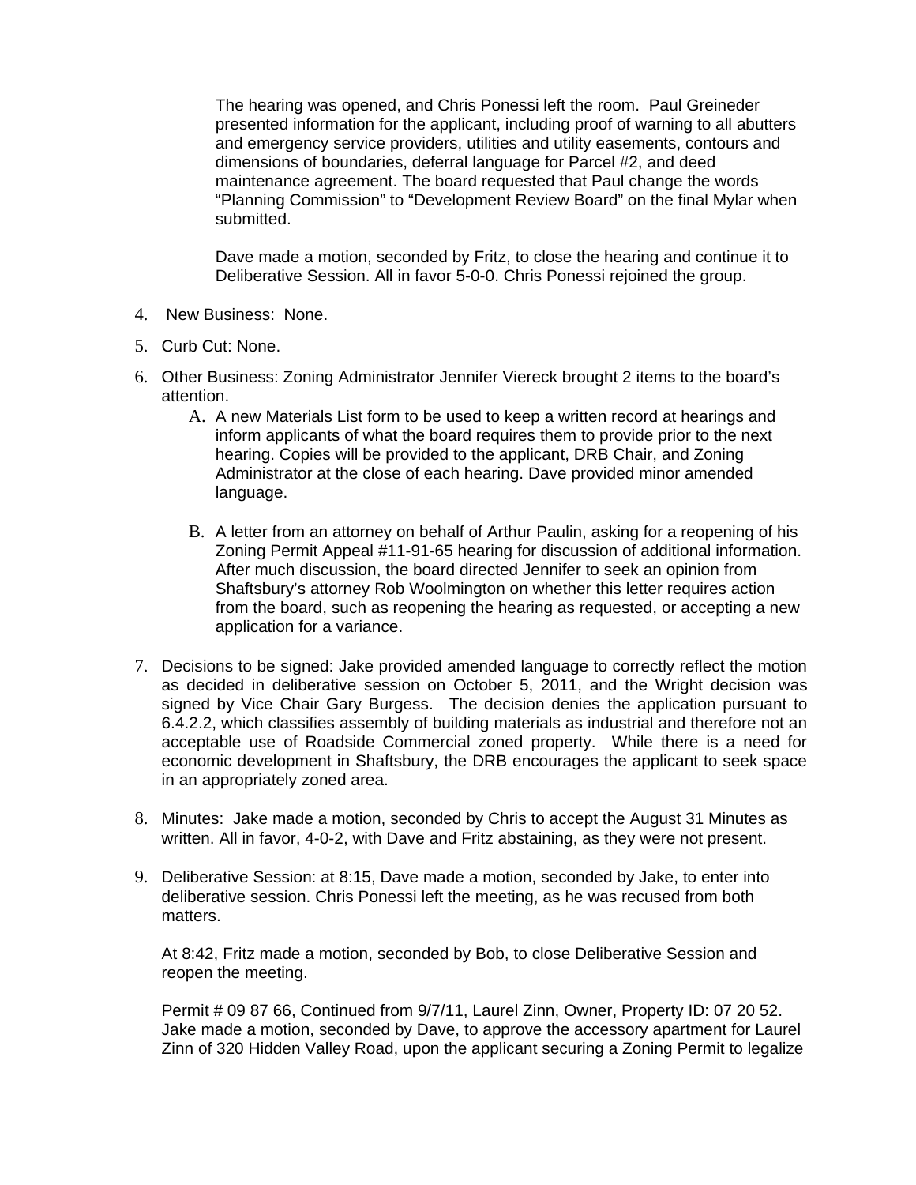The hearing was opened, and Chris Ponessi left the room. Paul Greineder presented information for the applicant, including proof of warning to all abutters and emergency service providers, utilities and utility easements, contours and dimensions of boundaries, deferral language for Parcel #2, and deed maintenance agreement. The board requested that Paul change the words "Planning Commission" to "Development Review Board" on the final Mylar when submitted.

Dave made a motion, seconded by Fritz, to close the hearing and continue it to Deliberative Session. All in favor 5-0-0. Chris Ponessi rejoined the group.

4. New Business: None.
5. Curb Cut: None.
6. Other Business: Zoning Administrator Jennifer Viereck brought 2 items to the board's attention.
   A. A new Materials List form to be used to keep a written record at hearings and inform applicants of what the board requires them to provide prior to the next hearing. Copies will be provided to the applicant, DRB Chair, and Zoning Administrator at the close of each hearing. Dave provided minor amended language.

   B. A letter from an attorney on behalf of Arthur Paulin, asking for a reopening of his Zoning Permit Appeal #11-91-65 hearing for discussion of additional information. After much discussion, the board directed Jennifer to seek an opinion from Shaftsbury's attorney Rob Woolmington on whether this letter requires action from the board, such as reopening the hearing as requested, or accepting a new application for a variance.

7. Decisions to be signed: Jake provided amended language to correctly reflect the motion as decided in deliberative session on October 5, 2011, and the Wright decision was signed by Vice Chair Gary Burgess. The decision denies the application pursuant to 6.4.2.2, which classifies assembly of building materials as industrial and therefore not an acceptable use of Roadside Commercial zoned property. While there is a need for economic development in Shaftsbury, the DRB encourages the applicant to seek space in an appropriately zoned area.

8. Minutes: Jake made a motion, seconded by Chris to accept the August 31 Minutes as written. All in favor, 4-0-2, with Dave and Fritz abstaining, as they were not present.

9. Deliberative Session: at 8:15, Dave made a motion, seconded by Jake, to enter into deliberative session. Chris Ponessi left the meeting, as he was recused from both matters.

   At 8:42, Fritz made a motion, seconded by Bob, to close Deliberative Session and reopen the meeting.

   Permit # 09 87 66, Continued from 9/7/11, Laurel Zinn, Owner, Property ID: 07 20 52. Jake made a motion, seconded by Dave, to approve the accessory apartment for Laurel Zinn of 320 Hidden Valley Road, upon the applicant securing a Zoning Permit to legalize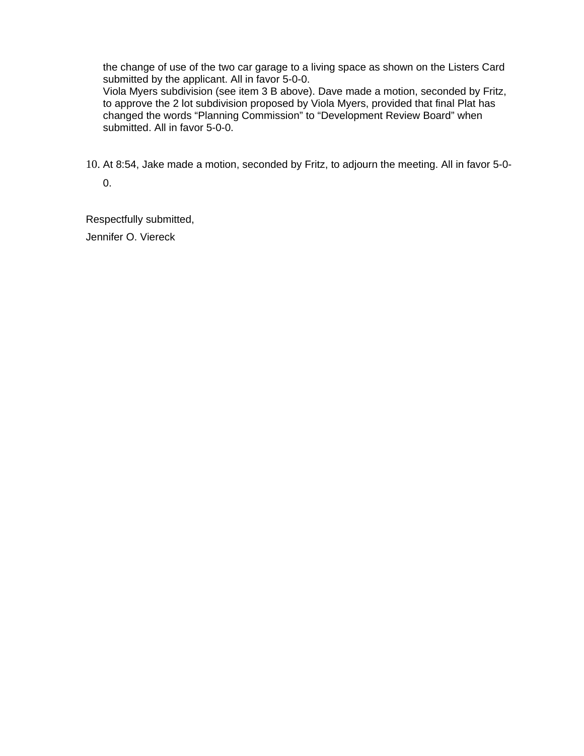the change of use of the two car garage to a living space as shown on the Listers Card submitted by the applicant. All in favor 5-0-0.
Viola Myers subdivision (see item 3 B above). Dave made a motion, seconded by Fritz, to approve the 2 lot subdivision proposed by Viola Myers, provided that final Plat has changed the words “Planning Commission” to “Development Review Board” when submitted. All in favor 5-0-0.

10. At 8:54, Jake made a motion, seconded by Fritz, to adjourn the meeting. All in favor 5-0-0.

Respectfully submitted,

Jennifer O. Viereck